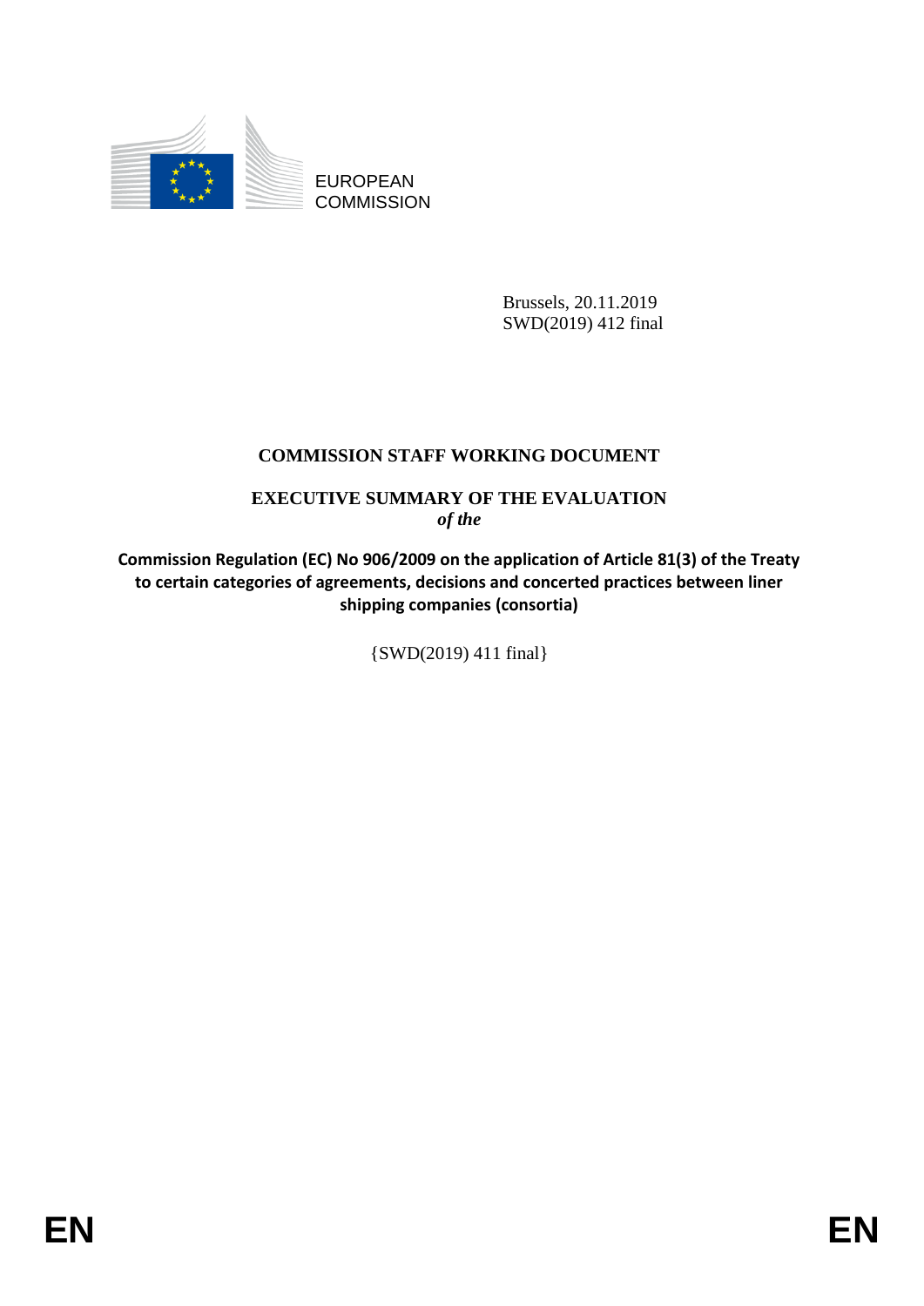EUROPEAN COMMISSION

Brussels, 20.11.2019
SWD(2019) 412 final

# COMMISSION STAFF WORKING DOCUMENT

## EXECUTIVE SUMMARY OF THE EVALUATION
*of the*

**Commission Regulation (EC) No 906/2009 on the application of Article 81(3) of the Treaty to certain categories of agreements, decisions and concerted practices between liner shipping companies (consortia)**

{SWD(2019) 411 final}

EN EN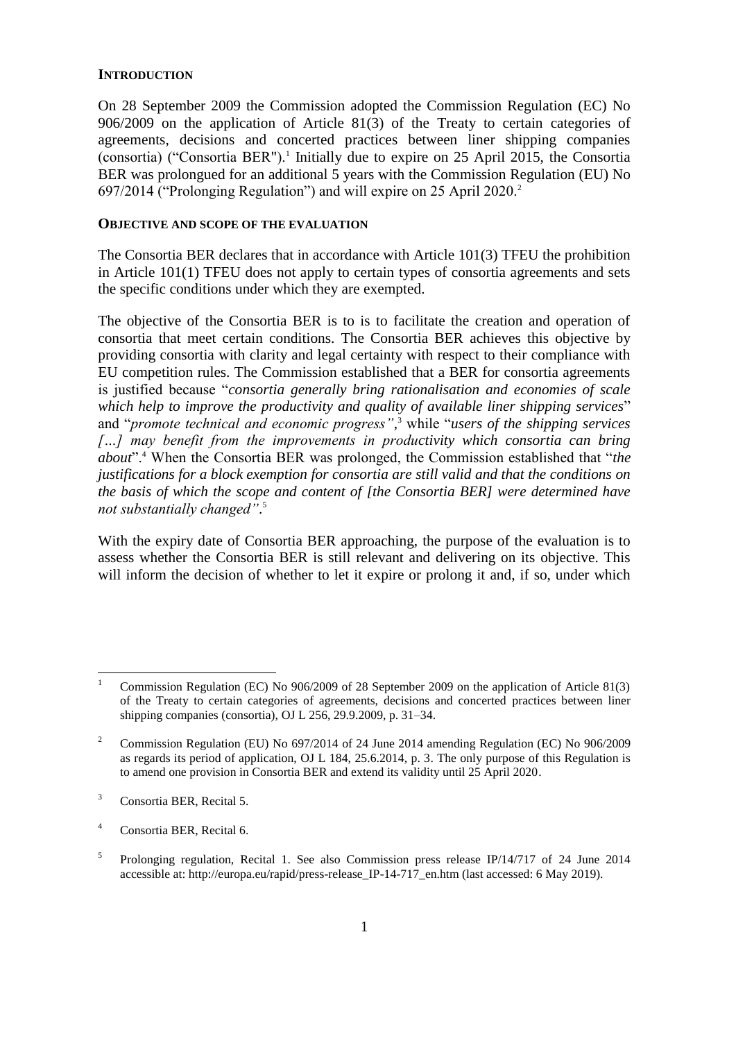## INTRODUCTION

On 28 September 2009 the Commission adopted the Commission Regulation (EC) No 906/2009 on the application of Article 81(3) of the Treaty to certain categories of agreements, decisions and concerted practices between liner shipping companies (consortia) ("Consortia BER").[1] Initially due to expire on 25 April 2015, the Consortia BER was prolongued for an additional 5 years with the Commission Regulation (EU) No 697/2014 ("Prolonging Regulation") and will expire on 25 April 2020.[2]

## OBJECTIVE AND SCOPE OF THE EVALUATION

The Consortia BER declares that in accordance with Article 101(3) TFEU the prohibition in Article 101(1) TFEU does not apply to certain types of consortia agreements and sets the specific conditions under which they are exempted.

The objective of the Consortia BER is to is to facilitate the creation and operation of consortia that meet certain conditions. The Consortia BER achieves this objective by providing consortia with clarity and legal certainty with respect to their compliance with EU competition rules. The Commission established that a BER for consortia agreements is justified because "*consortia generally bring rationalisation and economies of scale which help to improve the productivity and quality of available liner shipping services*" and "*promote technical and economic progress"*,[3] while "*users of the shipping services […] may benefit from the improvements in productivity which consortia can bring about*".[4] When the Consortia BER was prolonged, the Commission established that "*the justifications for a block exemption for consortia are still valid and that the conditions on the basis of which the scope and content of [the Consortia BER] were determined have not substantially changed"*.[5]

With the expiry date of Consortia BER approaching, the purpose of the evaluation is to assess whether the Consortia BER is still relevant and delivering on its objective. This will inform the decision of whether to let it expire or prolong it and, if so, under which

---

[1] Commission Regulation (EC) No 906/2009 of 28 September 2009 on the application of Article 81(3) of the Treaty to certain categories of agreements, decisions and concerted practices between liner shipping companies (consortia), OJ L 256, 29.9.2009, p. 31–34.

[2] Commission Regulation (EU) No 697/2014 of 24 June 2014 amending Regulation (EC) No 906/2009 as regards its period of application, OJ L 184, 25.6.2014, p. 3. The only purpose of this Regulation is to amend one provision in Consortia BER and extend its validity until 25 April 2020.

[3] Consortia BER, Recital 5.

[4] Consortia BER, Recital 6.

[5] Prolonging regulation, Recital 1. See also Commission press release IP/14/717 of 24 June 2014 accessible at: http://europa.eu/rapid/press-release_IP-14-717_en.htm (last accessed: 6 May 2019).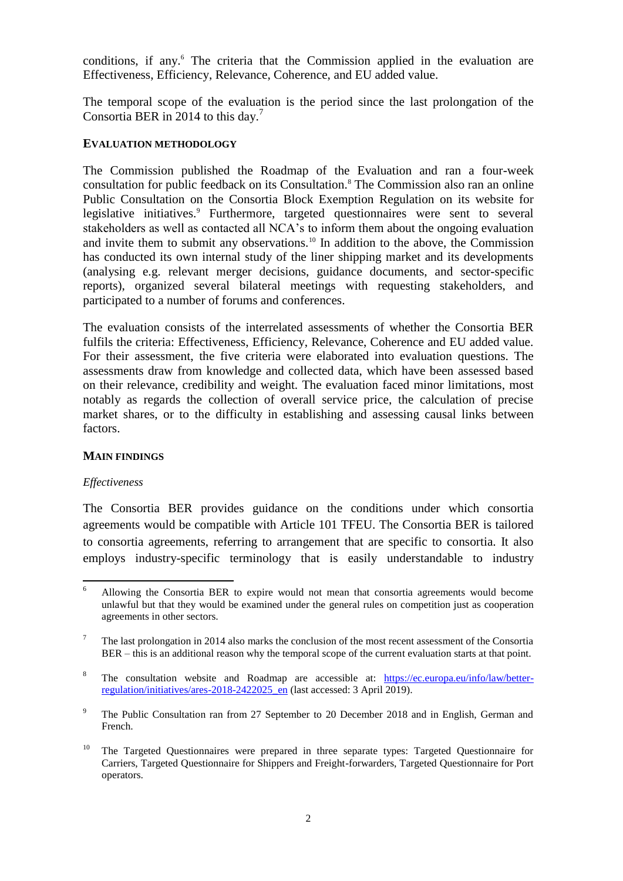conditions, if any.[6] The criteria that the Commission applied in the evaluation are Effectiveness, Efficiency, Relevance, Coherence, and EU added value.

The temporal scope of the evaluation is the period since the last prolongation of the Consortia BER in 2014 to this day.[7]

**EVALUATION METHODOLOGY**

The Commission published the Roadmap of the Evaluation and ran a four-week consultation for public feedback on its Consultation.[8] The Commission also ran an online Public Consultation on the Consortia Block Exemption Regulation on its website for legislative initiatives.[9] Furthermore, targeted questionnaires were sent to several stakeholders as well as contacted all NCA's to inform them about the ongoing evaluation and invite them to submit any observations.[10] In addition to the above, the Commission has conducted its own internal study of the liner shipping market and its developments (analysing e.g. relevant merger decisions, guidance documents, and sector-specific reports), organized several bilateral meetings with requesting stakeholders, and participated to a number of forums and conferences.

The evaluation consists of the interrelated assessments of whether the Consortia BER fulfils the criteria: Effectiveness, Efficiency, Relevance, Coherence and EU added value. For their assessment, the five criteria were elaborated into evaluation questions. The assessments draw from knowledge and collected data, which have been assessed based on their relevance, credibility and weight. The evaluation faced minor limitations, most notably as regards the collection of overall service price, the calculation of precise market shares, or to the difficulty in establishing and assessing causal links between factors.

**MAIN FINDINGS**

*Effectiveness*

The Consortia BER provides guidance on the conditions under which consortia agreements would be compatible with Article 101 TFEU. The Consortia BER is tailored to consortia agreements, referring to arrangement that are specific to consortia. It also employs industry-specific terminology that is easily understandable to industry

---

[6] Allowing the Consortia BER to expire would not mean that consortia agreements would become unlawful but that they would be examined under the general rules on competition just as cooperation agreements in other sectors.

[7] The last prolongation in 2014 also marks the conclusion of the most recent assessment of the Consortia BER – this is an additional reason why the temporal scope of the current evaluation starts at that point.

[8] The consultation website and Roadmap are accessible at: [https://ec.europa.eu/info/law/better-regulation/initiatives/ares-2018-2422025_en](https://ec.europa.eu/info/law/better-regulation/initiatives/ares-2018-2422025_en) (last accessed: 3 April 2019).

[9] The Public Consultation ran from 27 September to 20 December 2018 and in English, German and French.

[10] The Targeted Questionnaires were prepared in three separate types: Targeted Questionnaire for Carriers, Targeted Questionnaire for Shippers and Freight-forwarders, Targeted Questionnaire for Port operators.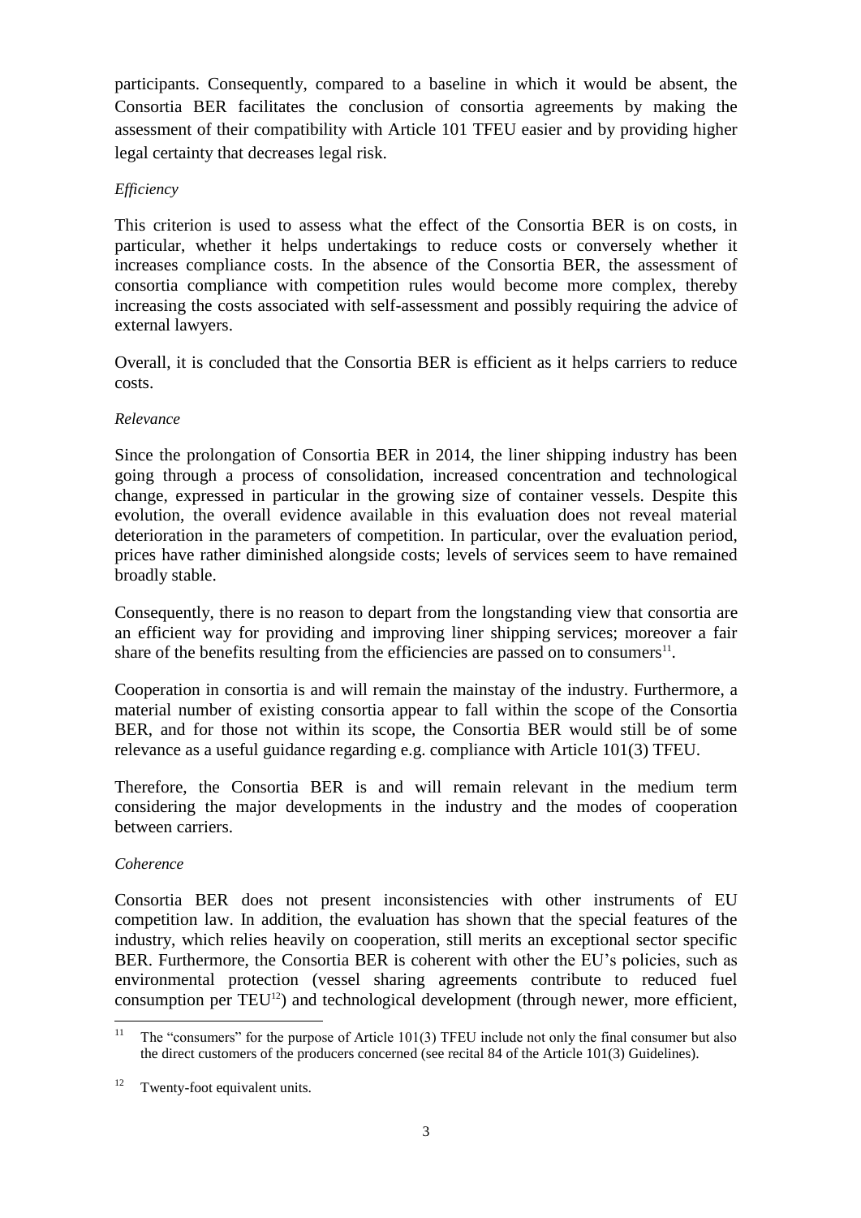participants. Consequently, compared to a baseline in which it would be absent, the Consortia BER facilitates the conclusion of consortia agreements by making the assessment of their compatibility with Article 101 TFEU easier and by providing higher legal certainty that decreases legal risk.

*Efficiency*

This criterion is used to assess what the effect of the Consortia BER is on costs, in particular, whether it helps undertakings to reduce costs or conversely whether it increases compliance costs. In the absence of the Consortia BER, the assessment of consortia compliance with competition rules would become more complex, thereby increasing the costs associated with self-assessment and possibly requiring the advice of external lawyers.

Overall, it is concluded that the Consortia BER is efficient as it helps carriers to reduce costs.

*Relevance*

Since the prolongation of Consortia BER in 2014, the liner shipping industry has been going through a process of consolidation, increased concentration and technological change, expressed in particular in the growing size of container vessels. Despite this evolution, the overall evidence available in this evaluation does not reveal material deterioration in the parameters of competition. In particular, over the evaluation period, prices have rather diminished alongside costs; levels of services seem to have remained broadly stable.

Consequently, there is no reason to depart from the longstanding view that consortia are an efficient way for providing and improving liner shipping services; moreover a fair share of the benefits resulting from the efficiencies are passed on to consumers[11].

Cooperation in consortia is and will remain the mainstay of the industry. Furthermore, a material number of existing consortia appear to fall within the scope of the Consortia BER, and for those not within its scope, the Consortia BER would still be of some relevance as a useful guidance regarding e.g. compliance with Article 101(3) TFEU.

Therefore, the Consortia BER is and will remain relevant in the medium term considering the major developments in the industry and the modes of cooperation between carriers.

*Coherence*

Consortia BER does not present inconsistencies with other instruments of EU competition law. In addition, the evaluation has shown that the special features of the industry, which relies heavily on cooperation, still merits an exceptional sector specific BER. Furthermore, the Consortia BER is coherent with other the EU's policies, such as environmental protection (vessel sharing agreements contribute to reduced fuel consumption per TEU[12]) and technological development (through newer, more efficient,

---

[11] The "consumers" for the purpose of Article 101(3) TFEU include not only the final consumer but also the direct customers of the producers concerned (see recital 84 of the Article 101(3) Guidelines).

[12] Twenty-foot equivalent units.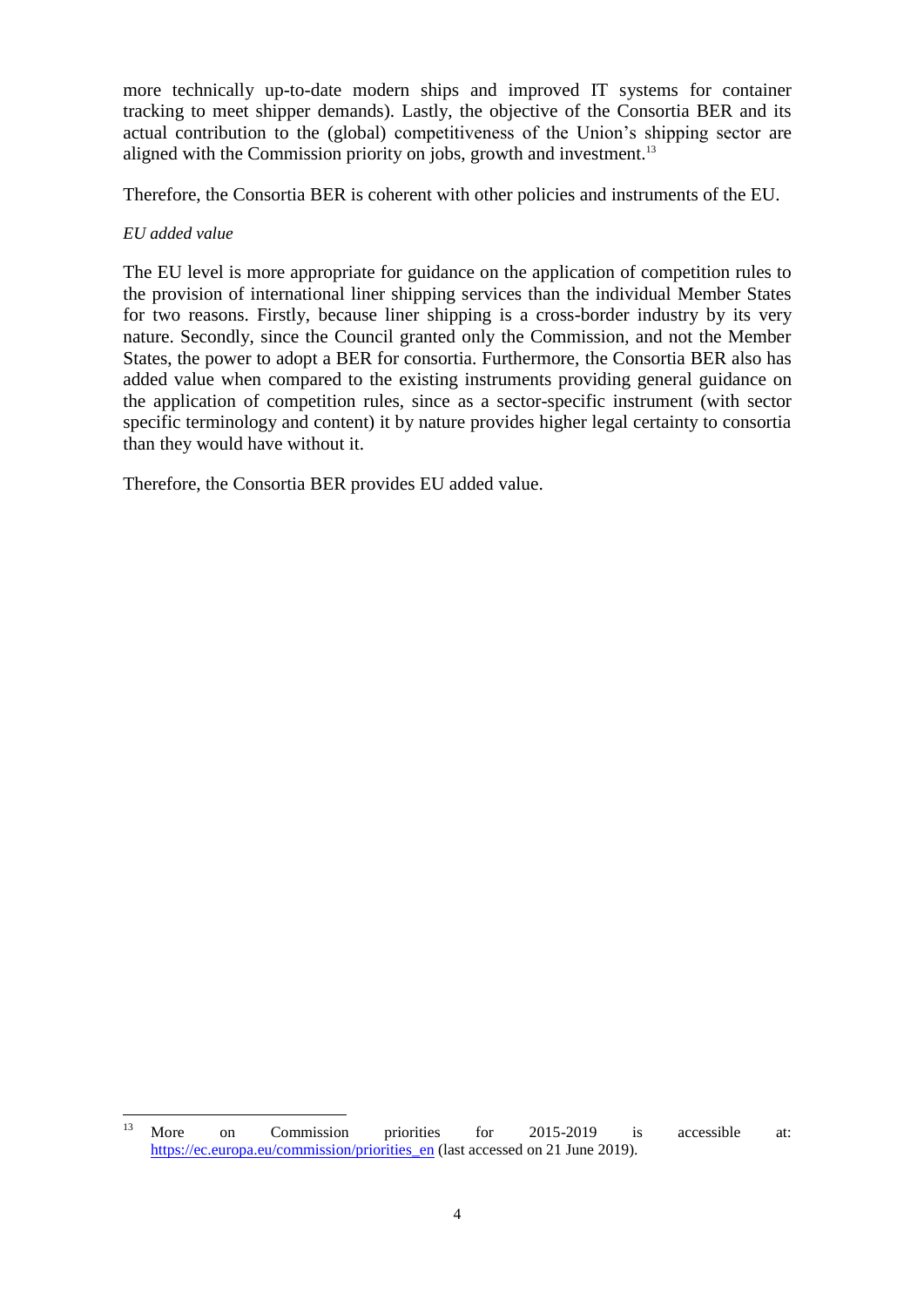more technically up-to-date modern ships and improved IT systems for container tracking to meet shipper demands). Lastly, the objective of the Consortia BER and its actual contribution to the (global) competitiveness of the Union's shipping sector are aligned with the Commission priority on jobs, growth and investment.[13]

Therefore, the Consortia BER is coherent with other policies and instruments of the EU.

*EU added value*

The EU level is more appropriate for guidance on the application of competition rules to the provision of international liner shipping services than the individual Member States for two reasons. Firstly, because liner shipping is a cross-border industry by its very nature. Secondly, since the Council granted only the Commission, and not the Member States, the power to adopt a BER for consortia. Furthermore, the Consortia BER also has added value when compared to the existing instruments providing general guidance on the application of competition rules, since as a sector-specific instrument (with sector specific terminology and content) it by nature provides higher legal certainty to consortia than they would have without it.

Therefore, the Consortia BER provides EU added value.

---

[13] More on Commission priorities for 2015-2019 is accessible at: https://ec.europa.eu/commission/priorities_en (last accessed on 21 June 2019).